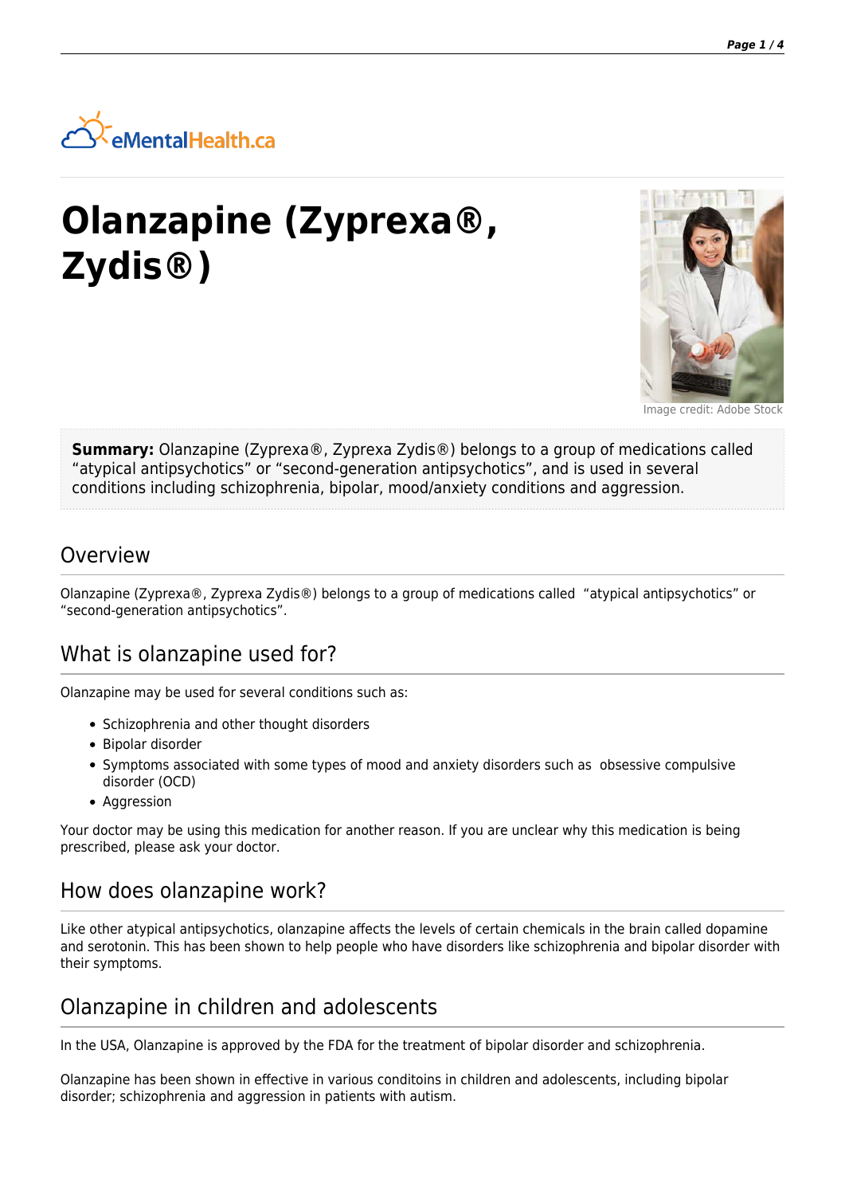eMentalHealth.ca

# Olanzapine (Zyprexa®, Zydis®)

Image credit: Adobe Stock

**Summary:** Olanzapine (Zyprexa®, Zyprexa Zydis®) belongs to a group of medications called "atypical antipsychotics" or "second-generation antipsychotics", and is used in several conditions including schizophrenia, bipolar, mood/anxiety conditions and aggression.

## Overview

Olanzapine (Zyprexa®, Zyprexa Zydis®) belongs to a group of medications called "atypical antipsychotics" or "second-generation antipsychotics".

## What is olanzapine used for?

Olanzapine may be used for several conditions such as:

- Schizophrenia and other thought disorders
- Bipolar disorder
- Symptoms associated with some types of mood and anxiety disorders such as obsessive compulsive disorder (OCD)
- Aggression

Your doctor may be using this medication for another reason. If you are unclear why this medication is being prescribed, please ask your doctor.

## How does olanzapine work?

Like other atypical antipsychotics, olanzapine affects the levels of certain chemicals in the brain called dopamine and serotonin. This has been shown to help people who have disorders like schizophrenia and bipolar disorder with their symptoms.

## Olanzapine in children and adolescents

In the USA, Olanzapine is approved by the FDA for the treatment of bipolar disorder and schizophrenia.

Olanzapine has been shown in effective in various conditoins in children and adolescents, including bipolar disorder; schizophrenia and aggression in patients with autism.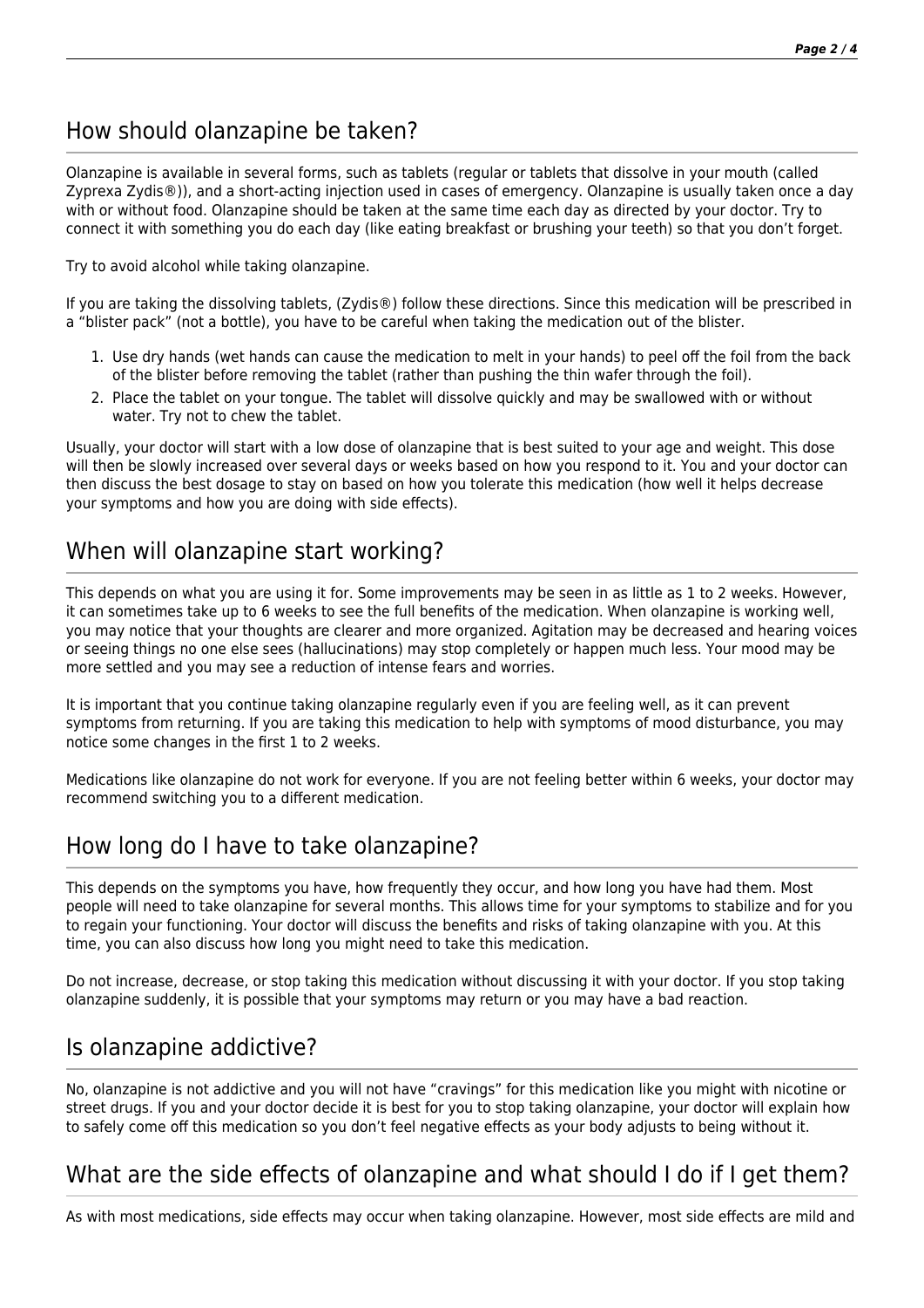## How should olanzapine be taken?

Olanzapine is available in several forms, such as tablets (regular or tablets that dissolve in your mouth (called Zyprexa Zydis®)), and a short-acting injection used in cases of emergency. Olanzapine is usually taken once a day with or without food. Olanzapine should be taken at the same time each day as directed by your doctor. Try to connect it with something you do each day (like eating breakfast or brushing your teeth) so that you don't forget.

Try to avoid alcohol while taking olanzapine.

If you are taking the dissolving tablets, (Zydis®) follow these directions. Since this medication will be prescribed in a "blister pack" (not a bottle), you have to be careful when taking the medication out of the blister.

1. Use dry hands (wet hands can cause the medication to melt in your hands) to peel off the foil from the back of the blister before removing the tablet (rather than pushing the thin wafer through the foil).
2. Place the tablet on your tongue. The tablet will dissolve quickly and may be swallowed with or without water. Try not to chew the tablet.

Usually, your doctor will start with a low dose of olanzapine that is best suited to your age and weight. This dose will then be slowly increased over several days or weeks based on how you respond to it. You and your doctor can then discuss the best dosage to stay on based on how you tolerate this medication (how well it helps decrease your symptoms and how you are doing with side effects).

## When will olanzapine start working?

This depends on what you are using it for. Some improvements may be seen in as little as 1 to 2 weeks. However, it can sometimes take up to 6 weeks to see the full benefits of the medication. When olanzapine is working well, you may notice that your thoughts are clearer and more organized. Agitation may be decreased and hearing voices or seeing things no one else sees (hallucinations) may stop completely or happen much less. Your mood may be more settled and you may see a reduction of intense fears and worries.

It is important that you continue taking olanzapine regularly even if you are feeling well, as it can prevent symptoms from returning. If you are taking this medication to help with symptoms of mood disturbance, you may notice some changes in the first 1 to 2 weeks.

Medications like olanzapine do not work for everyone. If you are not feeling better within 6 weeks, your doctor may recommend switching you to a different medication.

## How long do I have to take olanzapine?

This depends on the symptoms you have, how frequently they occur, and how long you have had them. Most people will need to take olanzapine for several months. This allows time for your symptoms to stabilize and for you to regain your functioning. Your doctor will discuss the benefits and risks of taking olanzapine with you. At this time, you can also discuss how long you might need to take this medication.

Do not increase, decrease, or stop taking this medication without discussing it with your doctor. If you stop taking olanzapine suddenly, it is possible that your symptoms may return or you may have a bad reaction.

## Is olanzapine addictive?

No, olanzapine is not addictive and you will not have "cravings" for this medication like you might with nicotine or street drugs. If you and your doctor decide it is best for you to stop taking olanzapine, your doctor will explain how to safely come off this medication so you don't feel negative effects as your body adjusts to being without it.

## What are the side effects of olanzapine and what should I do if I get them?

As with most medications, side effects may occur when taking olanzapine. However, most side effects are mild and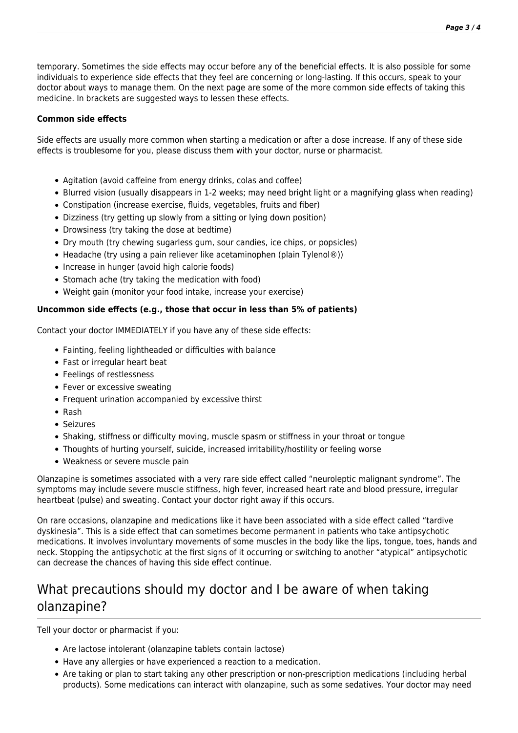temporary. Sometimes the side effects may occur before any of the beneficial effects. It is also possible for some individuals to experience side effects that they feel are concerning or long-lasting. If this occurs, speak to your doctor about ways to manage them. On the next page are some of the more common side effects of taking this medicine. In brackets are suggested ways to lessen these effects.

**Common side effects**

Side effects are usually more common when starting a medication or after a dose increase. If any of these side effects is troublesome for you, please discuss them with your doctor, nurse or pharmacist.

- Agitation (avoid caffeine from energy drinks, colas and coffee)
- Blurred vision (usually disappears in 1-2 weeks; may need bright light or a magnifying glass when reading)
- Constipation (increase exercise, fluids, vegetables, fruits and fiber)
- Dizziness (try getting up slowly from a sitting or lying down position)
- Drowsiness (try taking the dose at bedtime)
- Dry mouth (try chewing sugarless gum, sour candies, ice chips, or popsicles)
- Headache (try using a pain reliever like acetaminophen (plain Tylenol®))
- Increase in hunger (avoid high calorie foods)
- Stomach ache (try taking the medication with food)
- Weight gain (monitor your food intake, increase your exercise)

**Uncommon side effects (e.g., those that occur in less than 5% of patients)**

Contact your doctor IMMEDIATELY if you have any of these side effects:

- Fainting, feeling lightheaded or difficulties with balance
- Fast or irregular heart beat
- Feelings of restlessness
- Fever or excessive sweating
- Frequent urination accompanied by excessive thirst
- Rash
- Seizures
- Shaking, stiffness or difficulty moving, muscle spasm or stiffness in your throat or tongue
- Thoughts of hurting yourself, suicide, increased irritability/hostility or feeling worse
- Weakness or severe muscle pain

Olanzapine is sometimes associated with a very rare side effect called "neuroleptic malignant syndrome". The symptoms may include severe muscle stiffness, high fever, increased heart rate and blood pressure, irregular heartbeat (pulse) and sweating. Contact your doctor right away if this occurs.

On rare occasions, olanzapine and medications like it have been associated with a side effect called "tardive dyskinesia". This is a side effect that can sometimes become permanent in patients who take antipsychotic medications. It involves involuntary movements of some muscles in the body like the lips, tongue, toes, hands and neck. Stopping the antipsychotic at the first signs of it occurring or switching to another "atypical" antipsychotic can decrease the chances of having this side effect continue.

## What precautions should my doctor and I be aware of when taking olanzapine?

Tell your doctor or pharmacist if you:

- Are lactose intolerant (olanzapine tablets contain lactose)
- Have any allergies or have experienced a reaction to a medication.
- Are taking or plan to start taking any other prescription or non-prescription medications (including herbal products). Some medications can interact with olanzapine, such as some sedatives. Your doctor may need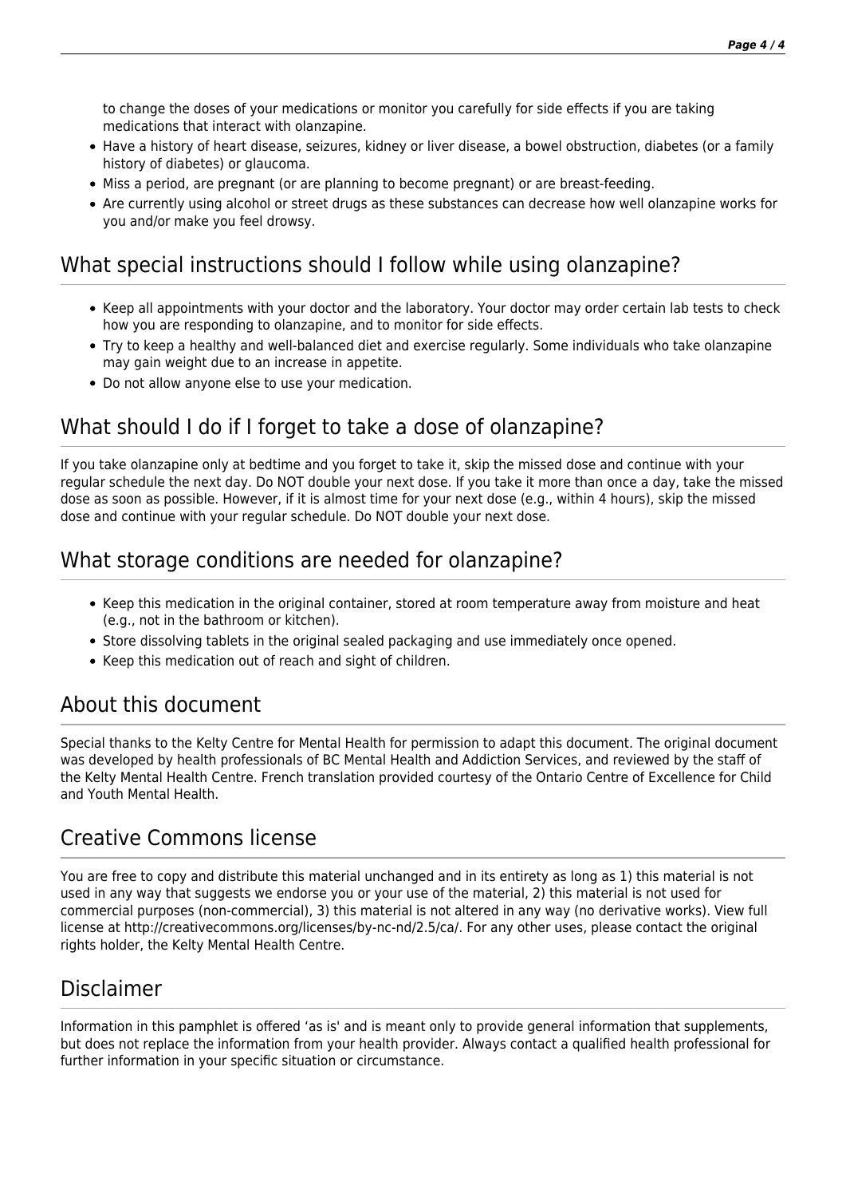to change the doses of your medications or monitor you carefully for side effects if you are taking medications that interact with olanzapine.

- Have a history of heart disease, seizures, kidney or liver disease, a bowel obstruction, diabetes (or a family history of diabetes) or glaucoma.
- Miss a period, are pregnant (or are planning to become pregnant) or are breast-feeding.
- Are currently using alcohol or street drugs as these substances can decrease how well olanzapine works for you and/or make you feel drowsy.

## What special instructions should I follow while using olanzapine?

- Keep all appointments with your doctor and the laboratory. Your doctor may order certain lab tests to check how you are responding to olanzapine, and to monitor for side effects.
- Try to keep a healthy and well-balanced diet and exercise regularly. Some individuals who take olanzapine may gain weight due to an increase in appetite.
- Do not allow anyone else to use your medication.

## What should I do if I forget to take a dose of olanzapine?

If you take olanzapine only at bedtime and you forget to take it, skip the missed dose and continue with your regular schedule the next day. Do NOT double your next dose. If you take it more than once a day, take the missed dose as soon as possible. However, if it is almost time for your next dose (e.g., within 4 hours), skip the missed dose and continue with your regular schedule. Do NOT double your next dose.

## What storage conditions are needed for olanzapine?

- Keep this medication in the original container, stored at room temperature away from moisture and heat (e.g., not in the bathroom or kitchen).
- Store dissolving tablets in the original sealed packaging and use immediately once opened.
- Keep this medication out of reach and sight of children.

## About this document

Special thanks to the Kelty Centre for Mental Health for permission to adapt this document. The original document was developed by health professionals of BC Mental Health and Addiction Services, and reviewed by the staff of the Kelty Mental Health Centre. French translation provided courtesy of the Ontario Centre of Excellence for Child and Youth Mental Health.

## Creative Commons license

You are free to copy and distribute this material unchanged and in its entirety as long as 1) this material is not used in any way that suggests we endorse you or your use of the material, 2) this material is not used for commercial purposes (non-commercial), 3) this material is not altered in any way (no derivative works). View full license at http://creativecommons.org/licenses/by-nc-nd/2.5/ca/. For any other uses, please contact the original rights holder, the Kelty Mental Health Centre.

## Disclaimer

Information in this pamphlet is offered 'as is' and is meant only to provide general information that supplements, but does not replace the information from your health provider. Always contact a qualified health professional for further information in your specific situation or circumstance.